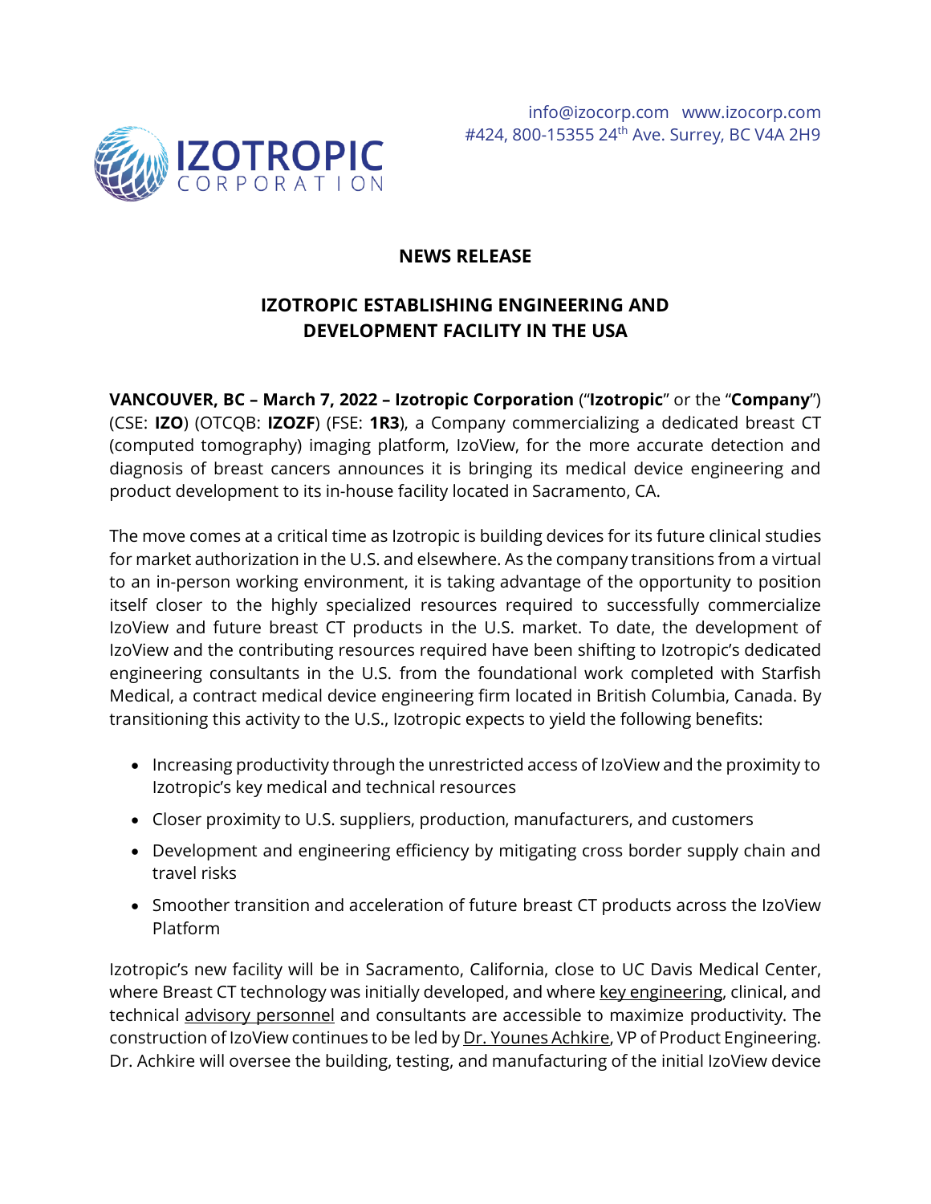IZOTROPIC CORPORATION

info@izocorp.com www.izocorp.com
#424, 800-15355 24th Ave. Surrey, BC V4A 2H9

**NEWS RELEASE**

# IZOTROPIC ESTABLISHING ENGINEERING AND DEVELOPMENT FACILITY IN THE USA

**VANCOUVER, BC – March 7, 2022 – Izotropic Corporation** ("**Izotropic**" or the "**Company**") (CSE: **IZO**) (OTCQB: **IZOZF**) (FSE: **1R3**), a Company commercializing a dedicated breast CT (computed tomography) imaging platform, IzoView, for the more accurate detection and diagnosis of breast cancers announces it is bringing its medical device engineering and product development to its in-house facility located in Sacramento, CA.

The move comes at a critical time as Izotropic is building devices for its future clinical studies for market authorization in the U.S. and elsewhere. As the company transitions from a virtual to an in-person working environment, it is taking advantage of the opportunity to position itself closer to the highly specialized resources required to successfully commercialize IzoView and future breast CT products in the U.S. market. To date, the development of IzoView and the contributing resources required have been shifting to Izotropic's dedicated engineering consultants in the U.S. from the foundational work completed with Starfish Medical, a contract medical device engineering firm located in British Columbia, Canada. By transitioning this activity to the U.S., Izotropic expects to yield the following benefits:

- Increasing productivity through the unrestricted access of IzoView and the proximity to Izotropic's key medical and technical resources
- Closer proximity to U.S. suppliers, production, manufacturers, and customers
- Development and engineering efficiency by mitigating cross border supply chain and travel risks
- Smoother transition and acceleration of future breast CT products across the IzoView Platform

Izotropic's new facility will be in Sacramento, California, close to UC Davis Medical Center, where Breast CT technology was initially developed, and where key engineering, clinical, and technical advisory personnel and consultants are accessible to maximize productivity. The construction of IzoView continues to be led by Dr. Younes Achkire, VP of Product Engineering. Dr. Achkire will oversee the building, testing, and manufacturing of the initial IzoView device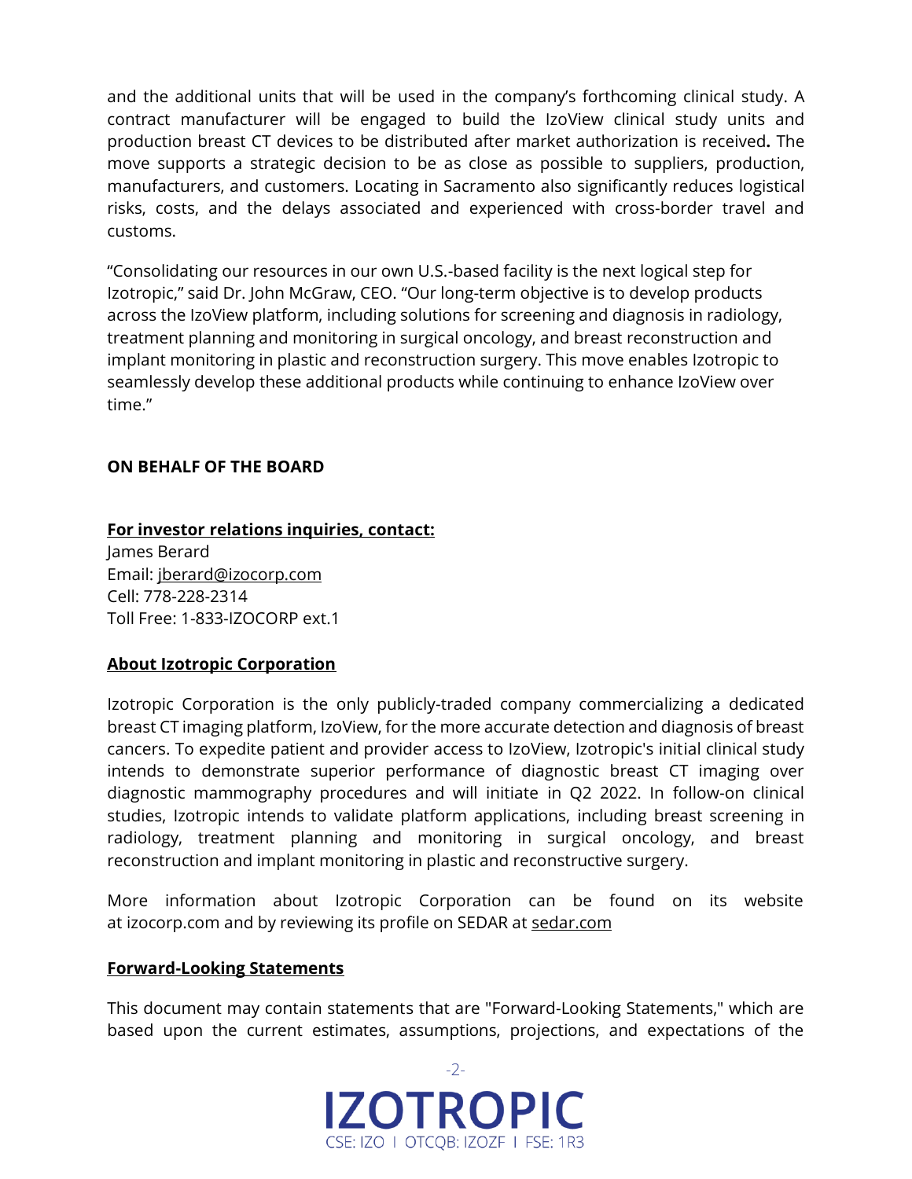and the additional units that will be used in the company's forthcoming clinical study. A contract manufacturer will be engaged to build the IzoView clinical study units and production breast CT devices to be distributed after market authorization is received**.** The move supports a strategic decision to be as close as possible to suppliers, production, manufacturers, and customers. Locating in Sacramento also significantly reduces logistical risks, costs, and the delays associated and experienced with cross-border travel and customs.

"Consolidating our resources in our own U.S.-based facility is the next logical step for Izotropic," said Dr. John McGraw, CEO. "Our long-term objective is to develop products across the IzoView platform, including solutions for screening and diagnosis in radiology, treatment planning and monitoring in surgical oncology, and breast reconstruction and implant monitoring in plastic and reconstruction surgery. This move enables Izotropic to seamlessly develop these additional products while continuing to enhance IzoView over time."

**ON BEHALF OF THE BOARD**

**For investor relations inquiries, contact:**
James Berard
Email: jberard@izocorp.com
Cell: 778-228-2314
Toll Free: 1-833-IZOCORP ext.1

**About Izotropic Corporation**

Izotropic Corporation is the only publicly-traded company commercializing a dedicated breast CT imaging platform, IzoView, for the more accurate detection and diagnosis of breast cancers. To expedite patient and provider access to IzoView, Izotropic's initial clinical study intends to demonstrate superior performance of diagnostic breast CT imaging over diagnostic mammography procedures and will initiate in Q2 2022. In follow-on clinical studies, Izotropic intends to validate platform applications, including breast screening in radiology, treatment planning and monitoring in surgical oncology, and breast reconstruction and implant monitoring in plastic and reconstructive surgery.

More information about Izotropic Corporation can be found on its website at izocorp.com and by reviewing its profile on SEDAR at sedar.com

**Forward-Looking Statements**

This document may contain statements that are "Forward-Looking Statements," which are based upon the current estimates, assumptions, projections, and expectations of the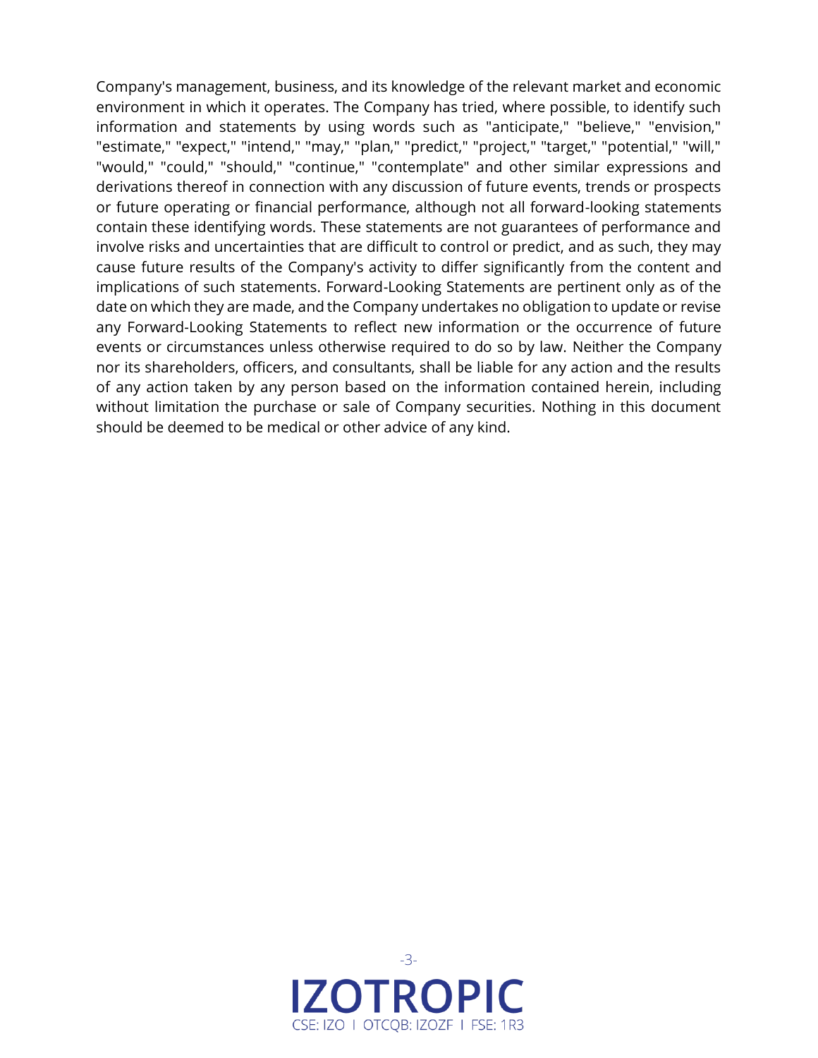Company's management, business, and its knowledge of the relevant market and economic environment in which it operates. The Company has tried, where possible, to identify such information and statements by using words such as "anticipate," "believe," "envision," "estimate," "expect," "intend," "may," "plan," "predict," "project," "target," "potential," "will," "would," "could," "should," "continue," "contemplate" and other similar expressions and derivations thereof in connection with any discussion of future events, trends or prospects or future operating or financial performance, although not all forward-looking statements contain these identifying words. These statements are not guarantees of performance and involve risks and uncertainties that are difficult to control or predict, and as such, they may cause future results of the Company's activity to differ significantly from the content and implications of such statements. Forward-Looking Statements are pertinent only as of the date on which they are made, and the Company undertakes no obligation to update or revise any Forward-Looking Statements to reflect new information or the occurrence of future events or circumstances unless otherwise required to do so by law. Neither the Company nor its shareholders, officers, and consultants, shall be liable for any action and the results of any action taken by any person based on the information contained herein, including without limitation the purchase or sale of Company securities. Nothing in this document should be deemed to be medical or other advice of any kind.